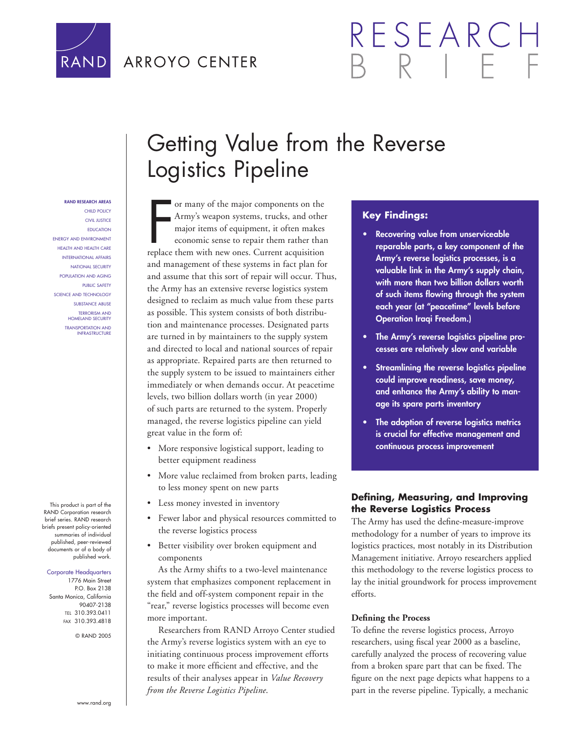RAND ARROYO CENTER

RESEARCH BRIEF

# Getting Value from the Reverse Logistics Pipeline

For many of the major components on the Army's weapon systems, trucks, and other major items of equipment, it often makes economic sense to repair them rather than replace them with new ones. Current acquisition and management of these systems in fact plan for and assume that this sort of repair will occur. Thus, the Army has an extensive reverse logistics system designed to reclaim as much value from these parts as possible. This system consists of both distribution and maintenance processes. Designated parts are turned in by maintainers to the supply system and directed to local and national sources of repair as appropriate. Repaired parts are then returned to the supply system to be issued to maintainers either immediately or when demands occur. At peacetime levels, two billion dollars worth (in year 2000) of such parts are returned to the system. Properly managed, the reverse logistics pipeline can yield great value in the form of:

- More responsive logistical support, leading to better equipment readiness
- More value reclaimed from broken parts, leading to less money spent on new parts
- Less money invested in inventory
- Fewer labor and physical resources committed to the reverse logistics process
- Better visibility over broken equipment and components

As the Army shifts to a two-level maintenance system that emphasizes component replacement in the field and off-system component repair in the "rear," reverse logistics processes will become even more important.

Researchers from RAND Arroyo Center studied the Army's reverse logistics system with an eye to initiating continuous process improvement efforts to make it more efficient and effective, and the results of their analyses appear in *Value Recovery from the Reverse Logistics Pipeline*.

## Key Findings:

- **Recovering value from unserviceable reparable parts, a key component of the Army's reverse logistics processes, is a valuable link in the Army's supply chain, with more than two billion dollars worth of such items flowing through the system each year (at "peacetime" levels before Operation Iraqi Freedom.)**
- **The Army's reverse logistics pipeline processes are relatively slow and variable**
- **Streamlining the reverse logistics pipeline could improve readiness, save money, and enhance the Army's ability to manage its spare parts inventory**
- **The adoption of reverse logistics metrics is crucial for effective management and continuous process improvement**

## Defining, Measuring, and Improving the Reverse Logistics Process

The Army has used the define-measure-improve methodology for a number of years to improve its logistics practices, most notably in its Distribution Management initiative. Arroyo researchers applied this methodology to the reverse logistics process to lay the initial groundwork for process improvement efforts.

### Defining the Process

To define the reverse logistics process, Arroyo researchers, using fiscal year 2000 as a baseline, carefully analyzed the process of recovering value from a broken spare part that can be fixed. The figure on the next page depicts what happens to a part in the reverse pipeline. Typically, a mechanic

---

**RAND RESEARCH AREAS**
CHILD POLICY
CIVIL JUSTICE
EDUCATION
ENERGY AND ENVIRONMENT
HEALTH AND HEALTH CARE
INTERNATIONAL AFFAIRS
NATIONAL SECURITY
POPULATION AND AGING
PUBLIC SAFETY
SCIENCE AND TECHNOLOGY
SUBSTANCE ABUSE
TERRORISM AND HOMELAND SECURITY
TRANSPORTATION AND INFRASTRUCTURE

This product is part of the RAND Corporation research brief series. RAND research briefs present policy-oriented summaries of individual published, peer-reviewed documents or of a body of published work.

Corporate Headquarters
1776 Main Street
P.O. Box 2138
Santa Monica, California 90407-2138
TEL 310.393.0411
FAX 310.393.4818

© RAND 2005

www.rand.org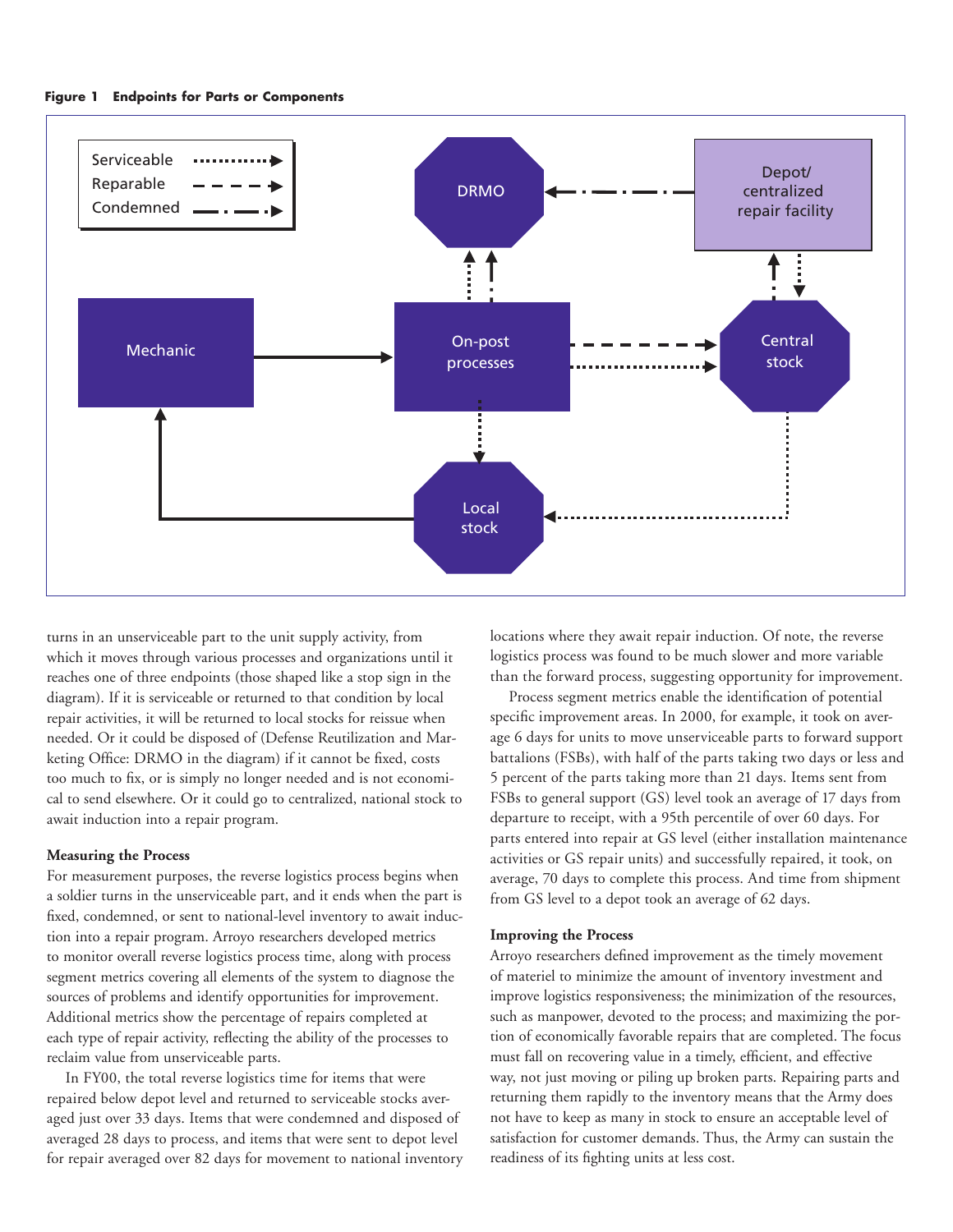**Figure 1 Endpoints for Parts or Components**

turns in an unserviceable part to the unit supply activity, from which it moves through various processes and organizations until it reaches one of three endpoints (those shaped like a stop sign in the diagram). If it is serviceable or returned to that condition by local repair activities, it will be returned to local stocks for reissue when needed. Or it could be disposed of (Defense Reutilization and Marketing Office: DRMO in the diagram) if it cannot be fixed, costs too much to fix, or is simply no longer needed and is not economical to send elsewhere. Or it could go to centralized, national stock to await induction into a repair program.

**Measuring the Process**

For measurement purposes, the reverse logistics process begins when a soldier turns in the unserviceable part, and it ends when the part is fixed, condemned, or sent to national-level inventory to await induction into a repair program. Arroyo researchers developed metrics to monitor overall reverse logistics process time, along with process segment metrics covering all elements of the system to diagnose the sources of problems and identify opportunities for improvement. Additional metrics show the percentage of repairs completed at each type of repair activity, reflecting the ability of the processes to reclaim value from unserviceable parts.

In FY00, the total reverse logistics time for items that were repaired below depot level and returned to serviceable stocks averaged just over 33 days. Items that were condemned and disposed of averaged 28 days to process, and items that were sent to depot level for repair averaged over 82 days for movement to national inventory locations where they await repair induction. Of note, the reverse logistics process was found to be much slower and more variable than the forward process, suggesting opportunity for improvement.

Process segment metrics enable the identification of potential specific improvement areas. In 2000, for example, it took on average 6 days for units to move unserviceable parts to forward support battalions (FSBs), with half of the parts taking two days or less and 5 percent of the parts taking more than 21 days. Items sent from FSBs to general support (GS) level took an average of 17 days from departure to receipt, with a 95th percentile of over 60 days. For parts entered into repair at GS level (either installation maintenance activities or GS repair units) and successfully repaired, it took, on average, 70 days to complete this process. And time from shipment from GS level to a depot took an average of 62 days.

**Improving the Process**

Arroyo researchers defined improvement as the timely movement of materiel to minimize the amount of inventory investment and improve logistics responsiveness; the minimization of the resources, such as manpower, devoted to the process; and maximizing the portion of economically favorable repairs that are completed. The focus must fall on recovering value in a timely, efficient, and effective way, not just moving or piling up broken parts. Repairing parts and returning them rapidly to the inventory means that the Army does not have to keep as many in stock to ensure an acceptable level of satisfaction for customer demands. Thus, the Army can sustain the readiness of its fighting units at less cost.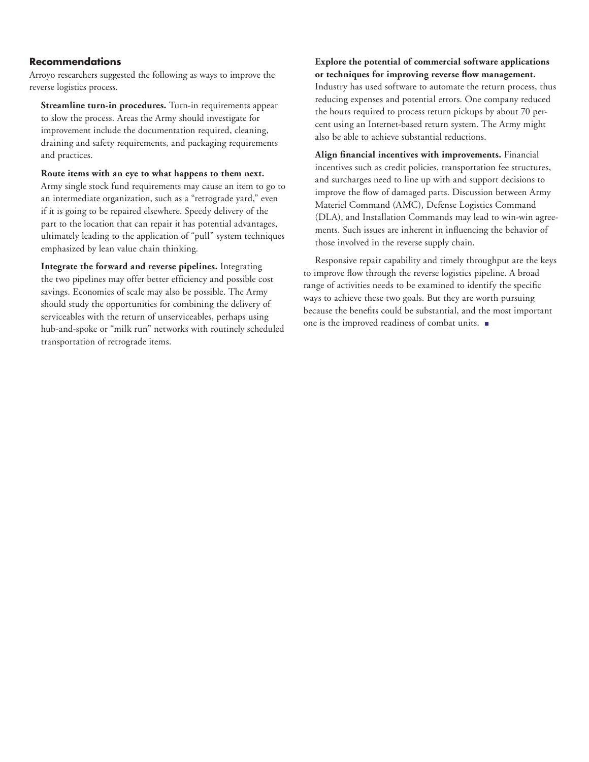## Recommendations

Arroyo researchers suggested the following as ways to improve the reverse logistics process.

**Streamline turn-in procedures.** Turn-in requirements appear to slow the process. Areas the Army should investigate for improvement include the documentation required, cleaning, draining and safety requirements, and packaging requirements and practices.

**Route items with an eye to what happens to them next.** Army single stock fund requirements may cause an item to go to an intermediate organization, such as a "retrograde yard," even if it is going to be repaired elsewhere. Speedy delivery of the part to the location that can repair it has potential advantages, ultimately leading to the application of "pull" system techniques emphasized by lean value chain thinking.

**Integrate the forward and reverse pipelines.** Integrating the two pipelines may offer better efficiency and possible cost savings. Economies of scale may also be possible. The Army should study the opportunities for combining the delivery of serviceables with the return of unserviceables, perhaps using hub-and-spoke or "milk run" networks with routinely scheduled transportation of retrograde items.

**Explore the potential of commercial software applications or techniques for improving reverse flow management.** Industry has used software to automate the return process, thus reducing expenses and potential errors. One company reduced the hours required to process return pickups by about 70 percent using an Internet-based return system. The Army might also be able to achieve substantial reductions.

**Align financial incentives with improvements.** Financial incentives such as credit policies, transportation fee structures, and surcharges need to line up with and support decisions to improve the flow of damaged parts. Discussion between Army Materiel Command (AMC), Defense Logistics Command (DLA), and Installation Commands may lead to win-win agreements. Such issues are inherent in influencing the behavior of those involved in the reverse supply chain.

Responsive repair capability and timely throughput are the keys to improve flow through the reverse logistics pipeline. A broad range of activities needs to be examined to identify the specific ways to achieve these two goals. But they are worth pursuing because the benefits could be substantial, and the most important one is the improved readiness of combat units. ■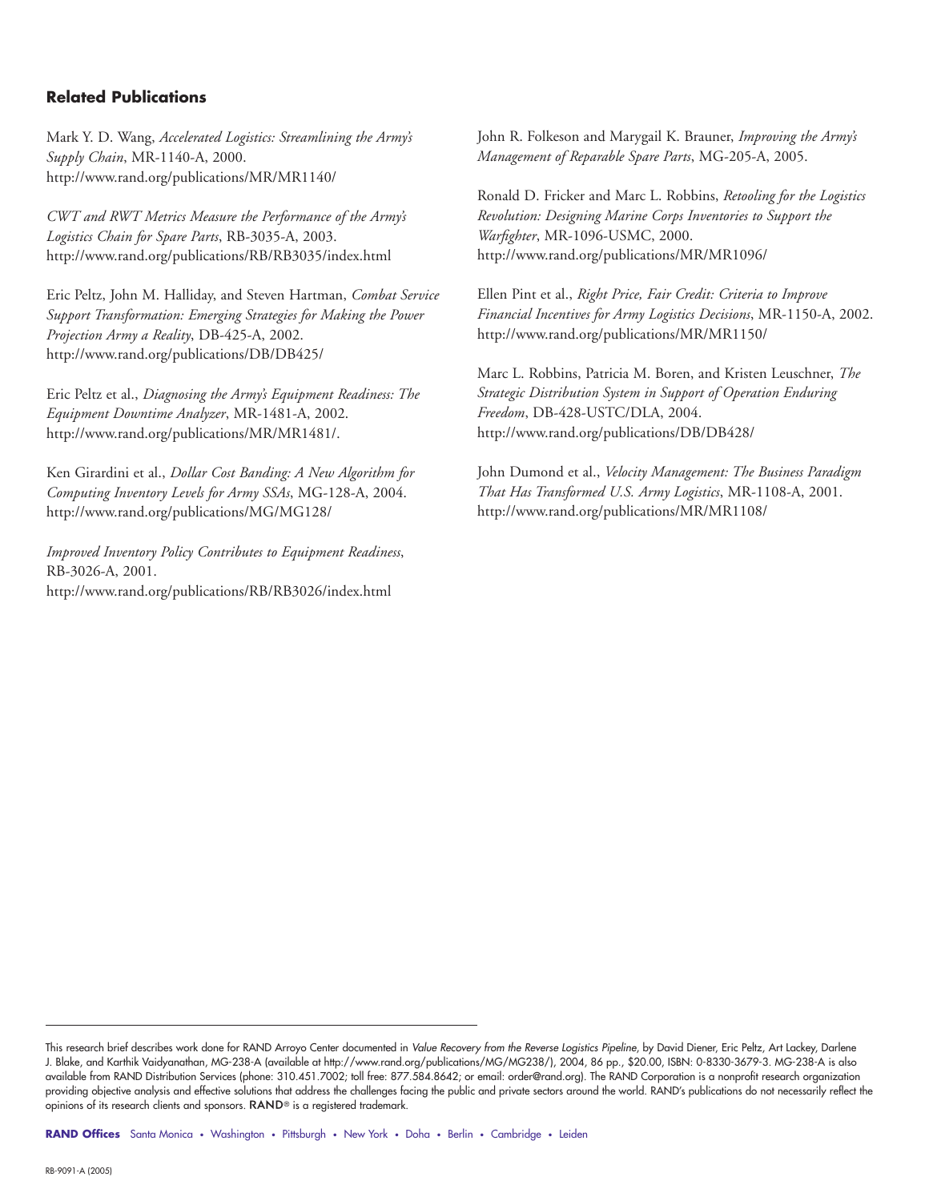### Related Publications

Mark Y. D. Wang, *Accelerated Logistics: Streamlining the Army's Supply Chain*, MR-1140-A, 2000.
http://www.rand.org/publications/MR/MR1140/

*CWT and RWT Metrics Measure the Performance of the Army's Logistics Chain for Spare Parts*, RB-3035-A, 2003.
http://www.rand.org/publications/RB/RB3035/index.html

Eric Peltz, John M. Halliday, and Steven Hartman, *Combat Service Support Transformation: Emerging Strategies for Making the Power Projection Army a Reality*, DB-425-A, 2002.
http://www.rand.org/publications/DB/DB425/

Eric Peltz et al., *Diagnosing the Army's Equipment Readiness: The Equipment Downtime Analyzer*, MR-1481-A, 2002.
http://www.rand.org/publications/MR/MR1481/.

Ken Girardini et al., *Dollar Cost Banding: A New Algorithm for Computing Inventory Levels for Army SSAs*, MG-128-A, 2004.
http://www.rand.org/publications/MG/MG128/

*Improved Inventory Policy Contributes to Equipment Readiness*, RB-3026-A, 2001.
http://www.rand.org/publications/RB/RB3026/index.html

John R. Folkeson and Marygail K. Brauner, *Improving the Army's Management of Reparable Spare Parts*, MG-205-A, 2005.

Ronald D. Fricker and Marc L. Robbins, *Retooling for the Logistics Revolution: Designing Marine Corps Inventories to Support the Warfighter*, MR-1096-USMC, 2000.
http://www.rand.org/publications/MR/MR1096/

Ellen Pint et al., *Right Price, Fair Credit: Criteria to Improve Financial Incentives for Army Logistics Decisions*, MR-1150-A, 2002.
http://www.rand.org/publications/MR/MR1150/

Marc L. Robbins, Patricia M. Boren, and Kristen Leuschner, *The Strategic Distribution System in Support of Operation Enduring Freedom*, DB-428-USTC/DLA, 2004.
http://www.rand.org/publications/DB/DB428/

John Dumond et al., *Velocity Management: The Business Paradigm That Has Transformed U.S. Army Logistics*, MR-1108-A, 2001.
http://www.rand.org/publications/MR/MR1108/

---

This research brief describes work done for RAND Arroyo Center documented in *Value Recovery from the Reverse Logistics Pipeline*, by David Diener, Eric Peltz, Art Lackey, Darlene J. Blake, and Karthik Vaidyanathan, MG-238-A (available at http://www.rand.org/publications/MG/MG238/), 2004, 86 pp., $20.00, ISBN: 0-8330-3679-3. MG-238-A is also available from RAND Distribution Services (phone: 310.451.7002; toll free: 877.584.8642; or email: order@rand.org). The RAND Corporation is a nonprofit research organization providing objective analysis and effective solutions that address the challenges facing the public and private sectors around the world. RAND's publications do not necessarily reflect the opinions of its research clients and sponsors. RAND® is a registered trademark.

**RAND Offices** Santa Monica • Washington • Pittsburgh • New York • Doha • Berlin • Cambridge • Leiden

RB-9091-A (2005)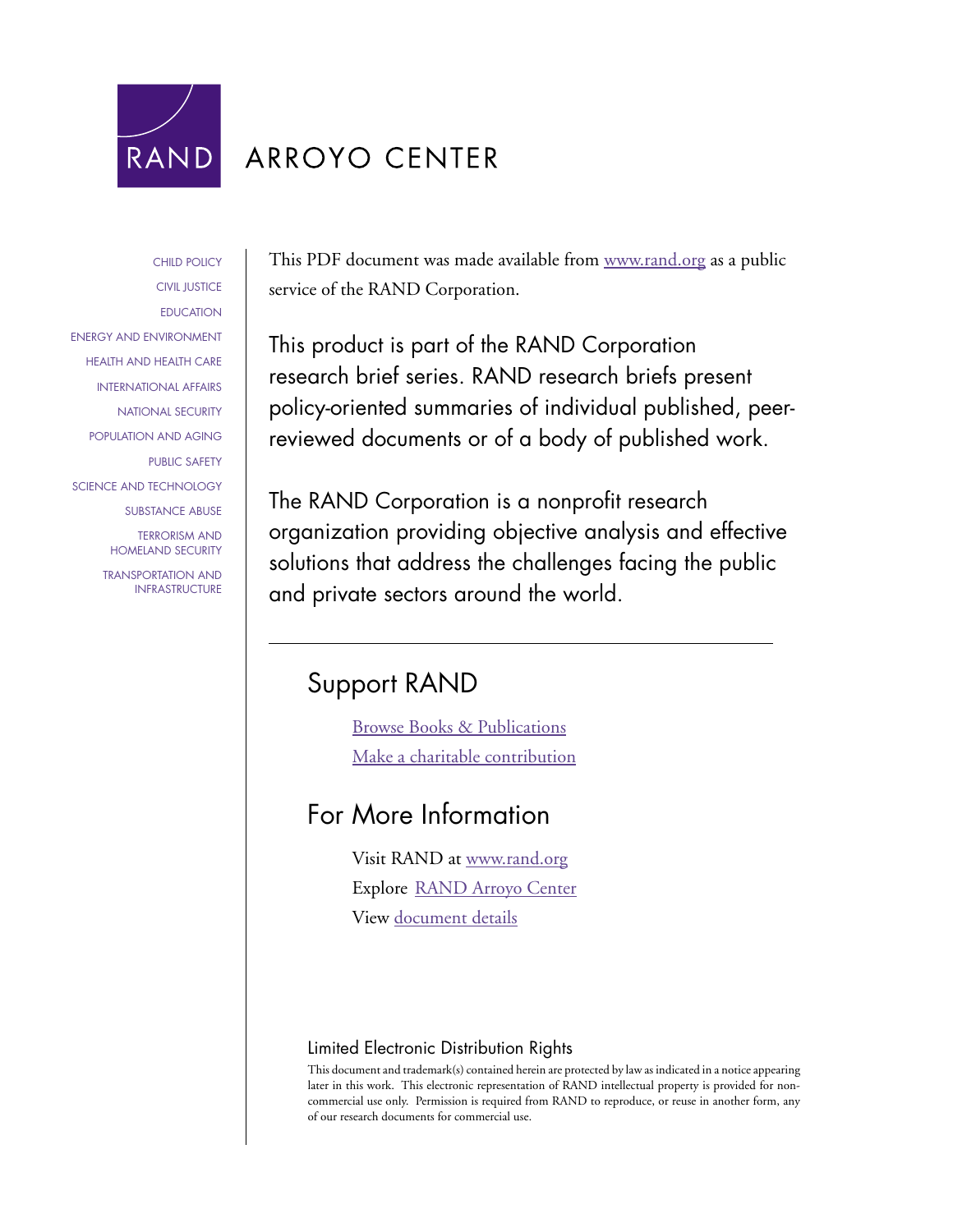RAND ARROYO CENTER

CHILD POLICY
CIVIL JUSTICE
EDUCATION
ENERGY AND ENVIRONMENT
HEALTH AND HEALTH CARE
INTERNATIONAL AFFAIRS
NATIONAL SECURITY
POPULATION AND AGING
PUBLIC SAFETY
SCIENCE AND TECHNOLOGY
SUBSTANCE ABUSE
TERRORISM AND HOMELAND SECURITY
TRANSPORTATION AND INFRASTRUCTURE

This PDF document was made available from www.rand.org as a public service of the RAND Corporation.

This product is part of the RAND Corporation research brief series. RAND research briefs present policy-oriented summaries of individual published, peer-reviewed documents or of a body of published work.

The RAND Corporation is a nonprofit research organization providing objective analysis and effective solutions that address the challenges facing the public and private sectors around the world.

## Support RAND

Browse Books & Publications
Make a charitable contribution

## For More Information

Visit RAND at www.rand.org
Explore RAND Arroyo Center
View document details

### Limited Electronic Distribution Rights

This document and trademark(s) contained herein are protected by law as indicated in a notice appearing later in this work. This electronic representation of RAND intellectual property is provided for non-commercial use only. Permission is required from RAND to reproduce, or reuse in another form, any of our research documents for commercial use.